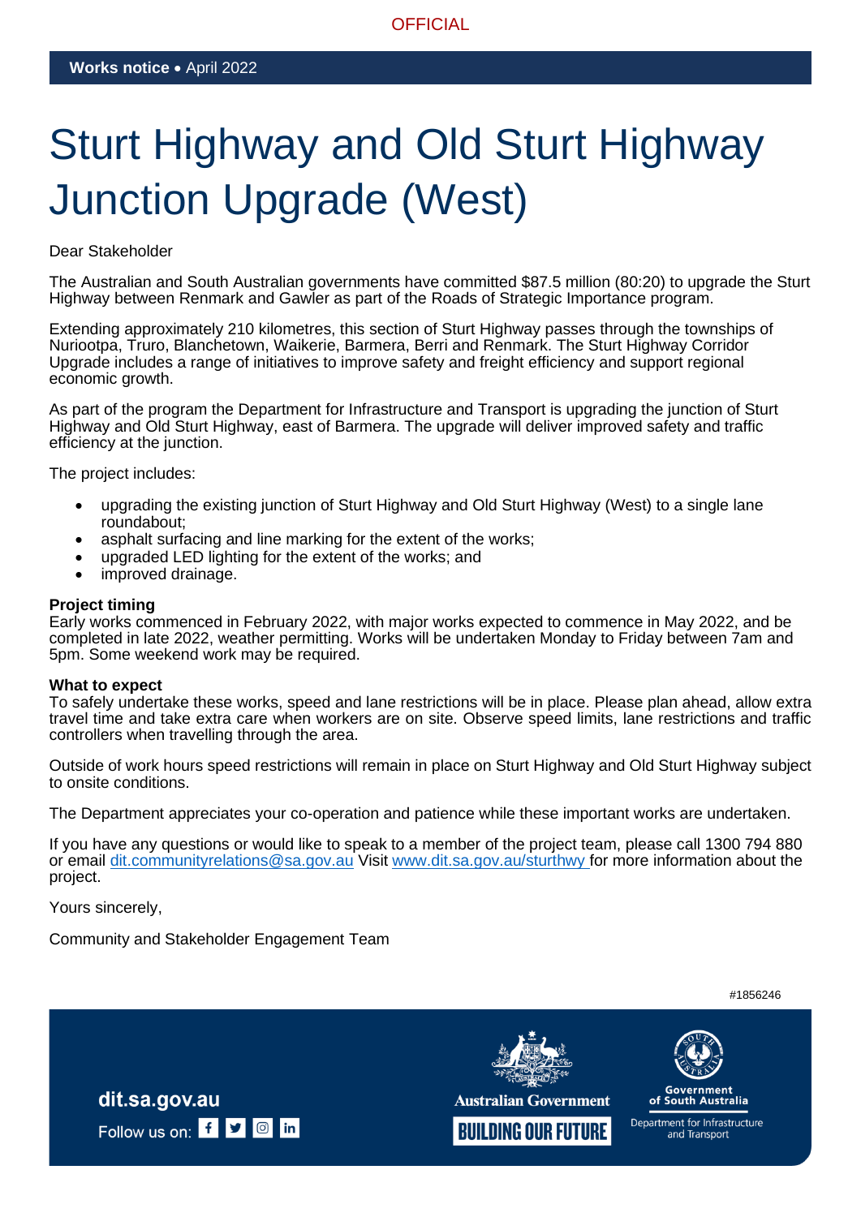OFFICIAL

**Works notice** • April 2022

# Sturt Highway and Old Sturt Highway Junction Upgrade (West)

Dear Stakeholder

The Australian and South Australian governments have committed $87.5 million (80:20) to upgrade the Sturt Highway between Renmark and Gawler as part of the Roads of Strategic Importance program.

Extending approximately 210 kilometres, this section of Sturt Highway passes through the townships of Nuriootpa, Truro, Blanchetown, Waikerie, Barmera, Berri and Renmark. The Sturt Highway Corridor Upgrade includes a range of initiatives to improve safety and freight efficiency and support regional economic growth.

As part of the program the Department for Infrastructure and Transport is upgrading the junction of Sturt Highway and Old Sturt Highway, east of Barmera. The upgrade will deliver improved safety and traffic efficiency at the junction.

The project includes:

- upgrading the existing junction of Sturt Highway and Old Sturt Highway (West) to a single lane roundabout;
- asphalt surfacing and line marking for the extent of the works;
- upgraded LED lighting for the extent of the works; and
- improved drainage.

**Project timing**

Early works commenced in February 2022, with major works expected to commence in May 2022, and be completed in late 2022, weather permitting. Works will be undertaken Monday to Friday between 7am and 5pm. Some weekend work may be required.

**What to expect**

To safely undertake these works, speed and lane restrictions will be in place. Please plan ahead, allow extra travel time and take extra care when workers are on site. Observe speed limits, lane restrictions and traffic controllers when travelling through the area.

Outside of work hours speed restrictions will remain in place on Sturt Highway and Old Sturt Highway subject to onsite conditions.

The Department appreciates your co-operation and patience while these important works are undertaken.

If you have any questions or would like to speak to a member of the project team, please call 1300 794 880 or email dit.communityrelations@sa.gov.au Visit www.dit.sa.gov.au/sturthwy for more information about the project.

Yours sincerely,

Community and Stakeholder Engagement Team

#1856246

dit.sa.gov.au

Follow us on:

Australian Government

BUILDING OUR FUTURE

Government of South Australia

Department for Infrastructure and Transport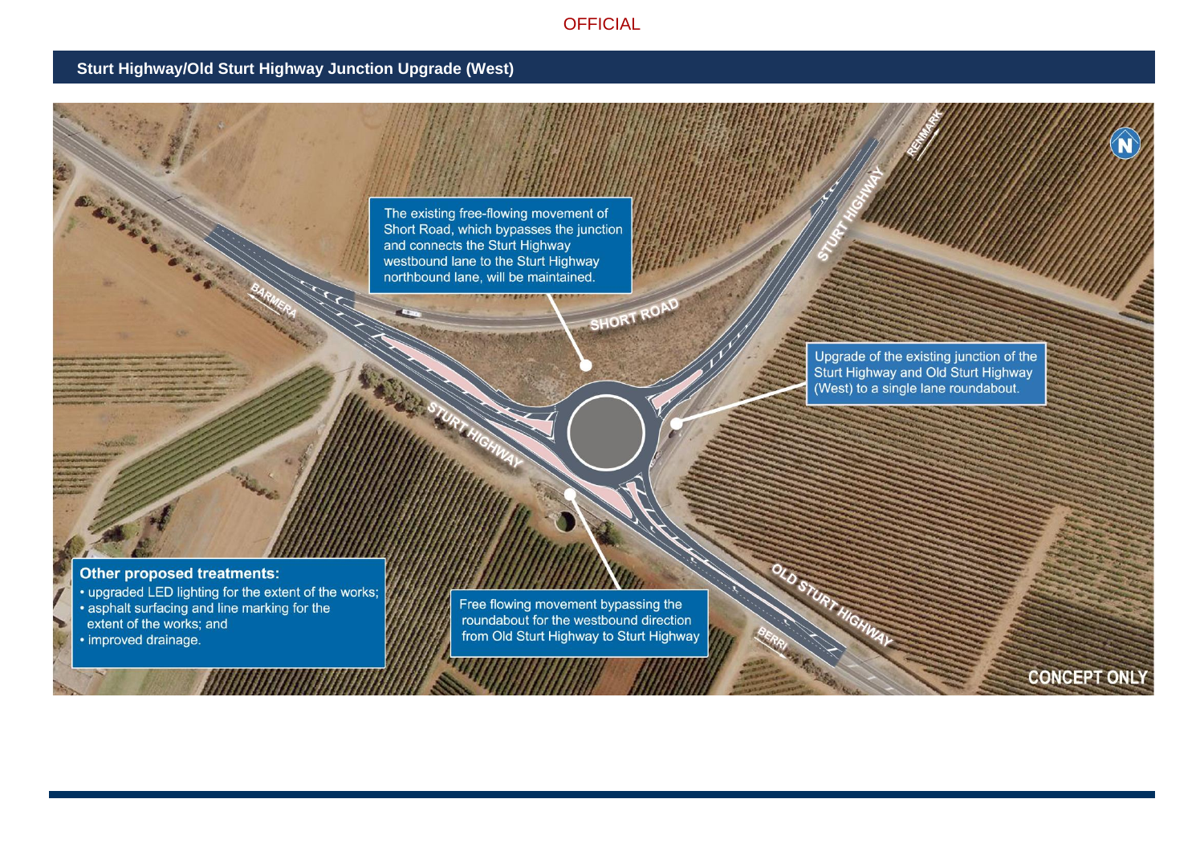OFFICIAL

## Sturt Highway/Old Sturt Highway Junction Upgrade (West)

The existing free-flowing movement of Short Road, which bypasses the junction and connects the Sturt Highway westbound lane to the Sturt Highway northbound lane, will be maintained.

Upgrade of the existing junction of the Sturt Highway and Old Sturt Highway (West) to a single lane roundabout.

Free flowing movement bypassing the roundabout for the westbound direction from Old Sturt Highway to Sturt Highway

SHORT ROAD

STURT HIGHWAY

OLD STURT HIGHWAY

BARMERA

RENMARK

BERRI

N

**Other proposed treatments:**

- upgraded LED lighting for the extent of the works;
- asphalt surfacing and line marking for the extent of the works; and
- improved drainage.

CONCEPT ONLY